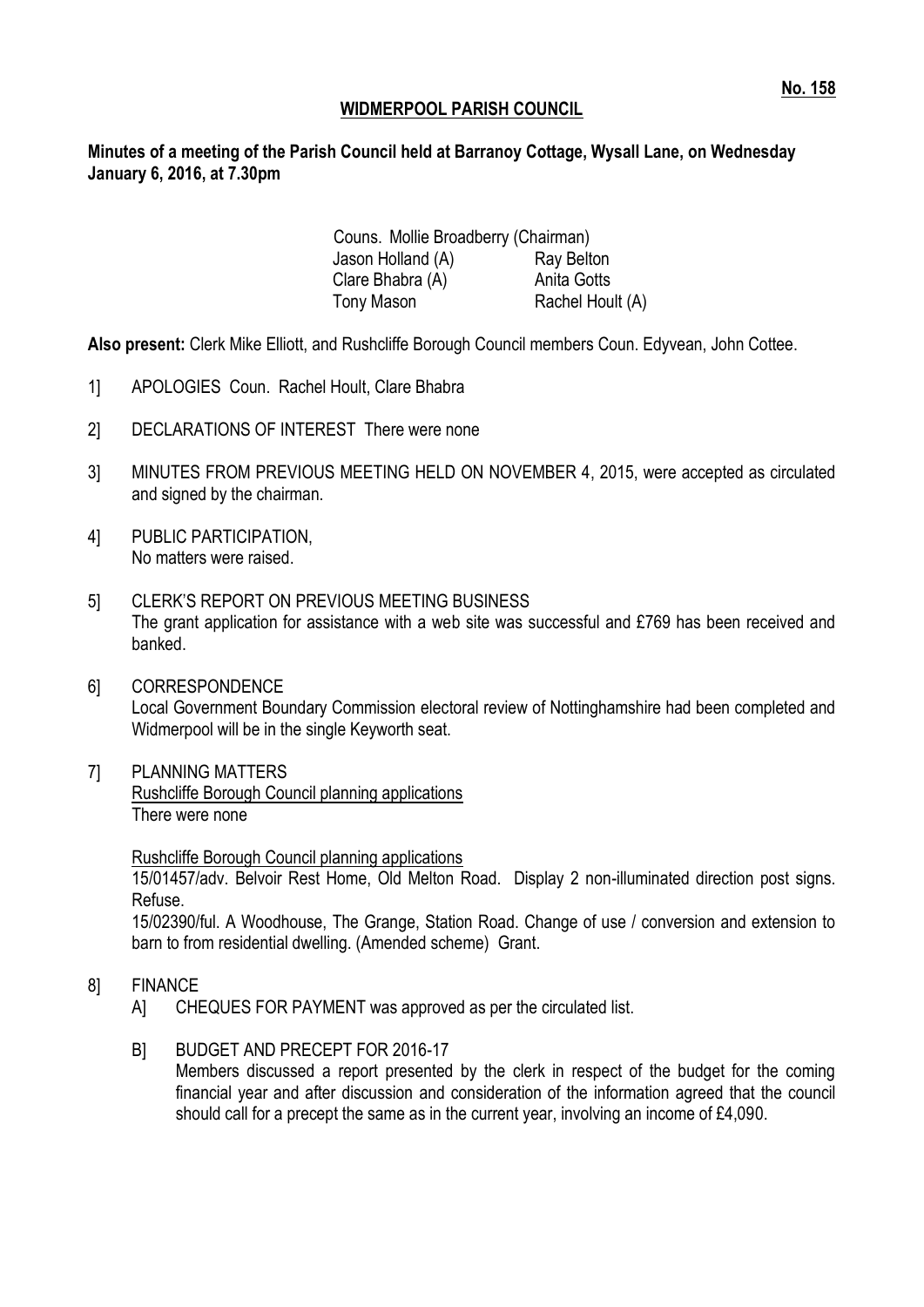**No. 158**

**WIDMERPOOL PARISH COUNCIL**

**Minutes of a meeting of the Parish Council held at Barranoy Cottage, Wysall Lane, on Wednesday January 6, 2016, at 7.30pm**

Couns. Mollie Broadberry (Chairman)

| | |
|---|---|
| Jason Holland (A) | Ray Belton |
| Clare Bhabra (A) | Anita Gotts |
| Tony Mason | Rachel Hoult (A) |

**Also present:** Clerk Mike Elliott, and Rushcliffe Borough Council members Coun. Edyvean, John Cottee.

1] APOLOGIES Coun. Rachel Hoult, Clare Bhabra

2] DECLARATIONS OF INTEREST There were none

3] MINUTES FROM PREVIOUS MEETING HELD ON NOVEMBER 4, 2015, were accepted as circulated and signed by the chairman.

4] PUBLIC PARTICIPATION,
No matters were raised.

5] CLERK'S REPORT ON PREVIOUS MEETING BUSINESS
The grant application for assistance with a web site was successful and £769 has been received and banked.

6] CORRESPONDENCE
Local Government Boundary Commission electoral review of Nottinghamshire had been completed and Widmerpool will be in the single Keyworth seat.

7] PLANNING MATTERS
Rushcliffe Borough Council planning applications
There were none

Rushcliffe Borough Council planning applications
15/01457/adv. Belvoir Rest Home, Old Melton Road. Display 2 non-illuminated direction post signs. Refuse.
15/02390/ful. A Woodhouse, The Grange, Station Road. Change of use / conversion and extension to barn to from residential dwelling. (Amended scheme) Grant.

8] FINANCE

A] CHEQUES FOR PAYMENT was approved as per the circulated list.

B] BUDGET AND PRECEPT FOR 2016-17
Members discussed a report presented by the clerk in respect of the budget for the coming financial year and after discussion and consideration of the information agreed that the council should call for a precept the same as in the current year, involving an income of £4,090.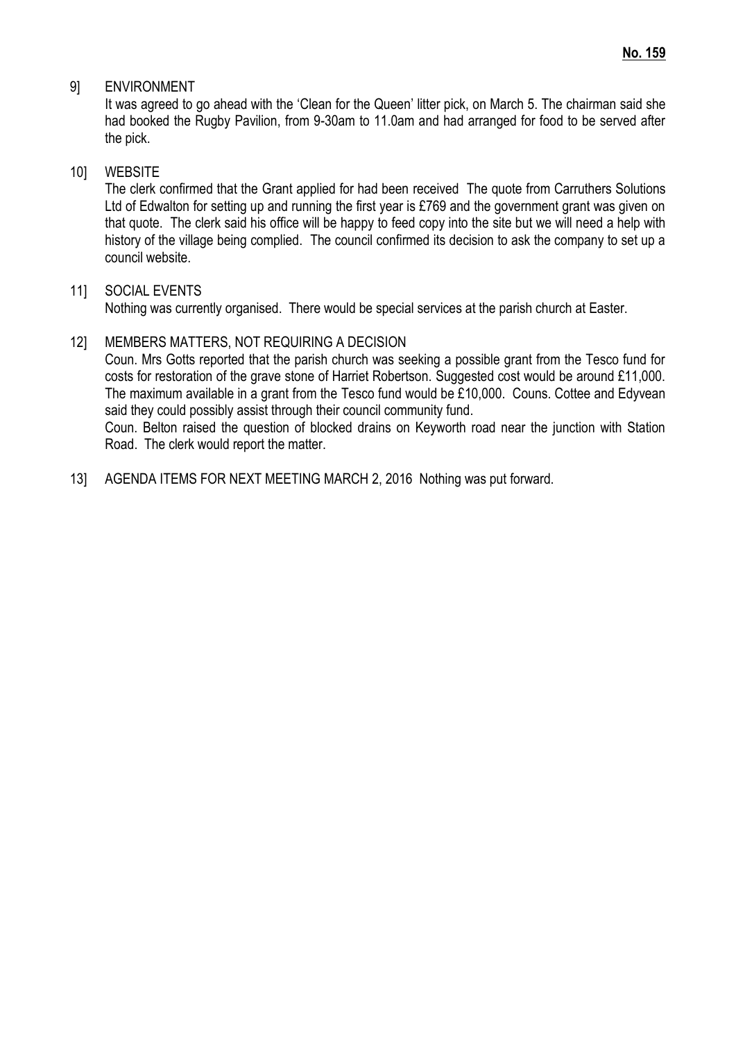**No. 159**

9] ENVIRONMENT

It was agreed to go ahead with the 'Clean for the Queen' litter pick, on March 5. The chairman said she had booked the Rugby Pavilion, from 9-30am to 11.0am and had arranged for food to be served after the pick.

10] WEBSITE

The clerk confirmed that the Grant applied for had been received The quote from Carruthers Solutions Ltd of Edwalton for setting up and running the first year is £769 and the government grant was given on that quote. The clerk said his office will be happy to feed copy into the site but we will need a help with history of the village being complied. The council confirmed its decision to ask the company to set up a council website.

11] SOCIAL EVENTS

Nothing was currently organised. There would be special services at the parish church at Easter.

12] MEMBERS MATTERS, NOT REQUIRING A DECISION

Coun. Mrs Gotts reported that the parish church was seeking a possible grant from the Tesco fund for costs for restoration of the grave stone of Harriet Robertson. Suggested cost would be around £11,000. The maximum available in a grant from the Tesco fund would be £10,000. Couns. Cottee and Edyvean said they could possibly assist through their council community fund.

Coun. Belton raised the question of blocked drains on Keyworth road near the junction with Station Road. The clerk would report the matter.

13] AGENDA ITEMS FOR NEXT MEETING MARCH 2, 2016 Nothing was put forward.